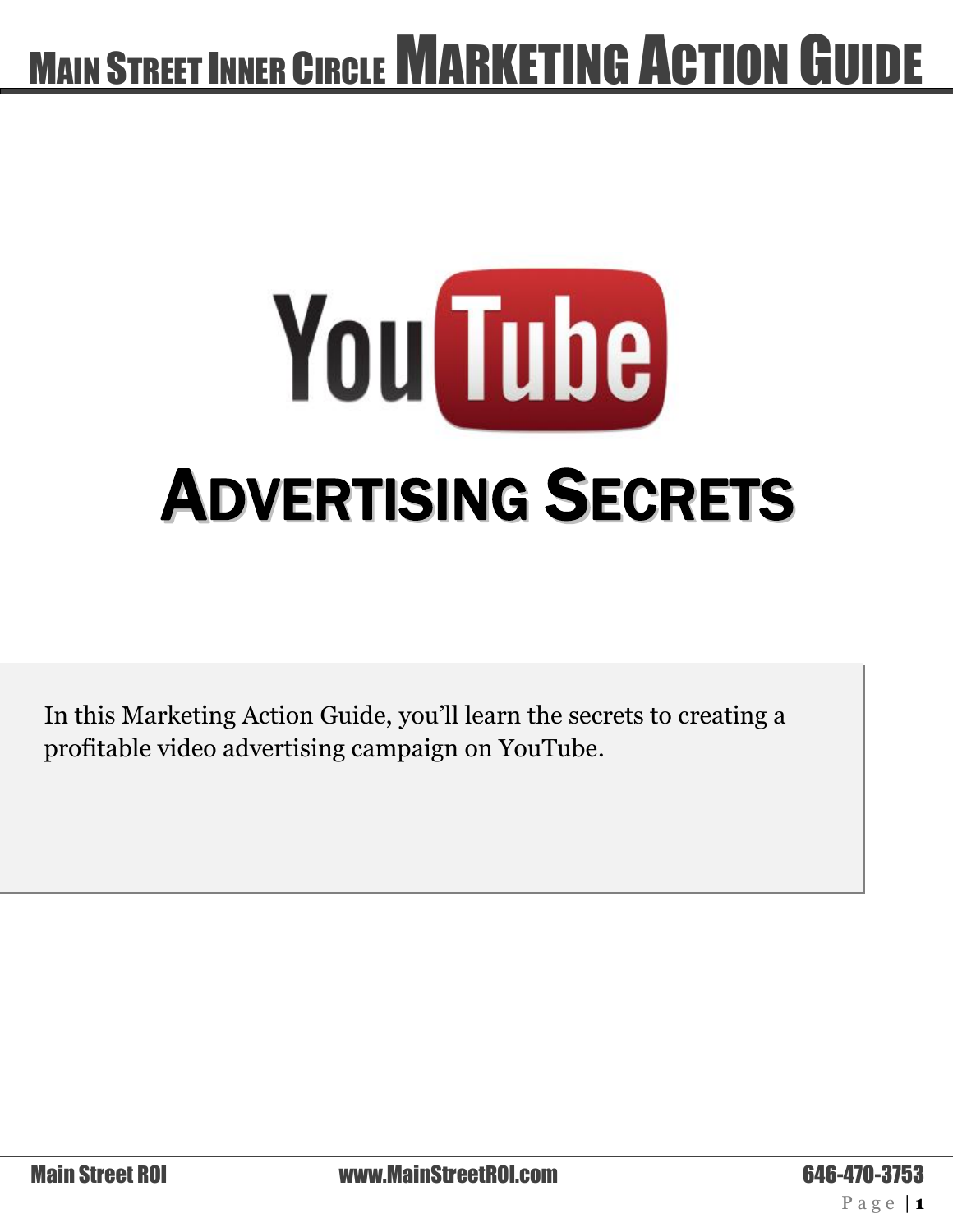# Main Street Inner Circle Marketing Action Guide

YouTube

# Advertising Secrets

In this Marketing Action Guide, you'll learn the secrets to creating a profitable video advertising campaign on YouTube.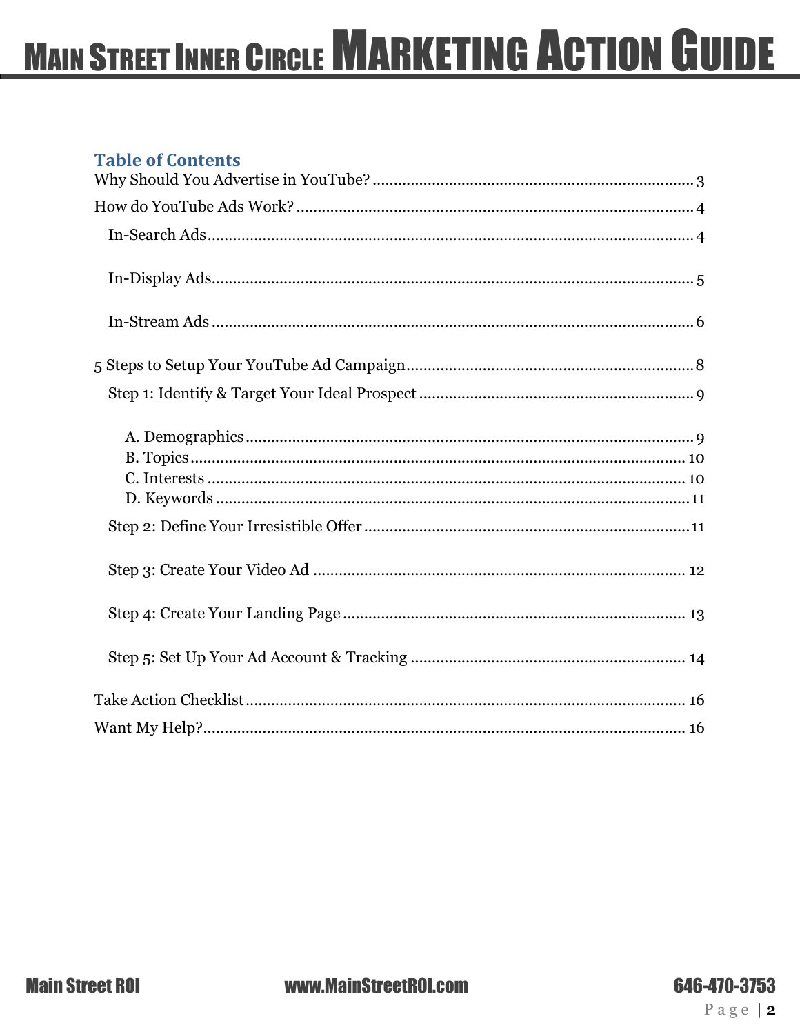## Table of Contents

Why Should You Advertise in YouTube? ........................................ 3

How do YouTube Ads Work? ........................................ 4

- In-Search Ads ........................................ 4
- In-Display Ads ........................................ 5
- In-Stream Ads ........................................ 6

5 Steps to Setup Your YouTube Ad Campaign ........................................ 8

- Step 1: Identify & Target Your Ideal Prospect ........................................ 9
  - A. Demographics ........................................ 9
  - B. Topics ........................................ 10
  - C. Interests ........................................ 10
  - D. Keywords ........................................ 11
- Step 2: Define Your Irresistible Offer ........................................ 11
- Step 3: Create Your Video Ad ........................................ 12
- Step 4: Create Your Landing Page ........................................ 13
- Step 5: Set Up Your Ad Account & Tracking ........................................ 14

Take Action Checklist ........................................ 16

Want My Help? ........................................ 16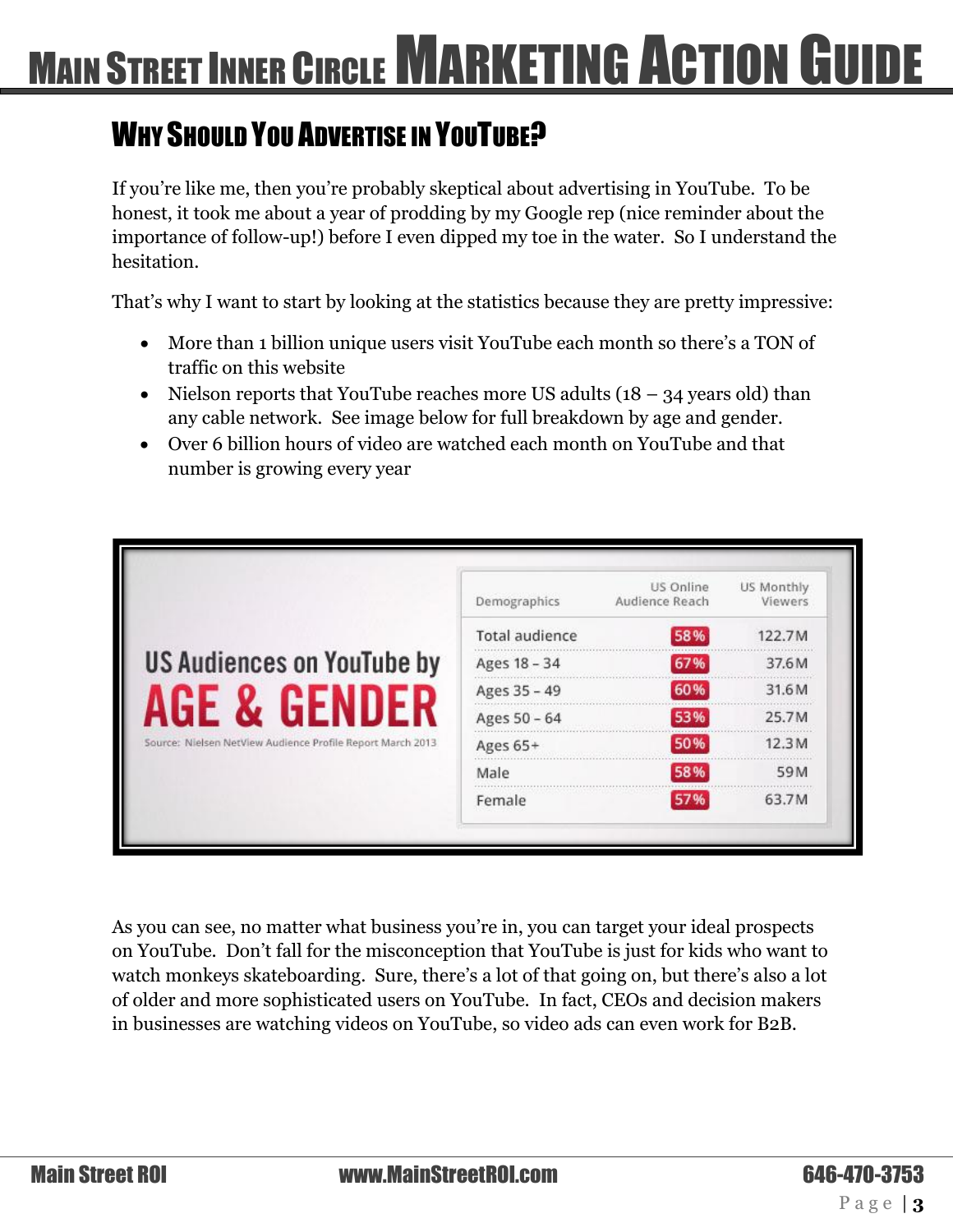## Why Should You Advertise in YouTube?

If you're like me, then you're probably skeptical about advertising in YouTube. To be honest, it took me about a year of prodding by my Google rep (nice reminder about the importance of follow-up!) before I even dipped my toe in the water. So I understand the hesitation.

That's why I want to start by looking at the statistics because they are pretty impressive:

- More than 1 billion unique users visit YouTube each month so there's a TON of traffic on this website
- Nielson reports that YouTube reaches more US adults (18 – 34 years old) than any cable network. See image below for full breakdown by age and gender.
- Over 6 billion hours of video are watched each month on YouTube and that number is growing every year

**US Audiences on YouTube by AGE & GENDER**

Source: Nielsen NetView Audience Profile Report March 2013

| Demographics | US Online Audience Reach | US Monthly Viewers |
|---|---|---|
| Total audience | 58% | 122.7M |
| Ages 18 – 34 | 67% | 37.6M |
| Ages 35 – 49 | 60% | 31.6M |
| Ages 50 – 64 | 53% | 25.7M |
| Ages 65+ | 50% | 12.3M |
| Male | 58% | 59M |
| Female | 57% | 63.7M |

As you can see, no matter what business you're in, you can target your ideal prospects on YouTube. Don't fall for the misconception that YouTube is just for kids who want to watch monkeys skateboarding. Sure, there's a lot of that going on, but there's also a lot of older and more sophisticated users on YouTube. In fact, CEOs and decision makers in businesses are watching videos on YouTube, so video ads can even work for B2B.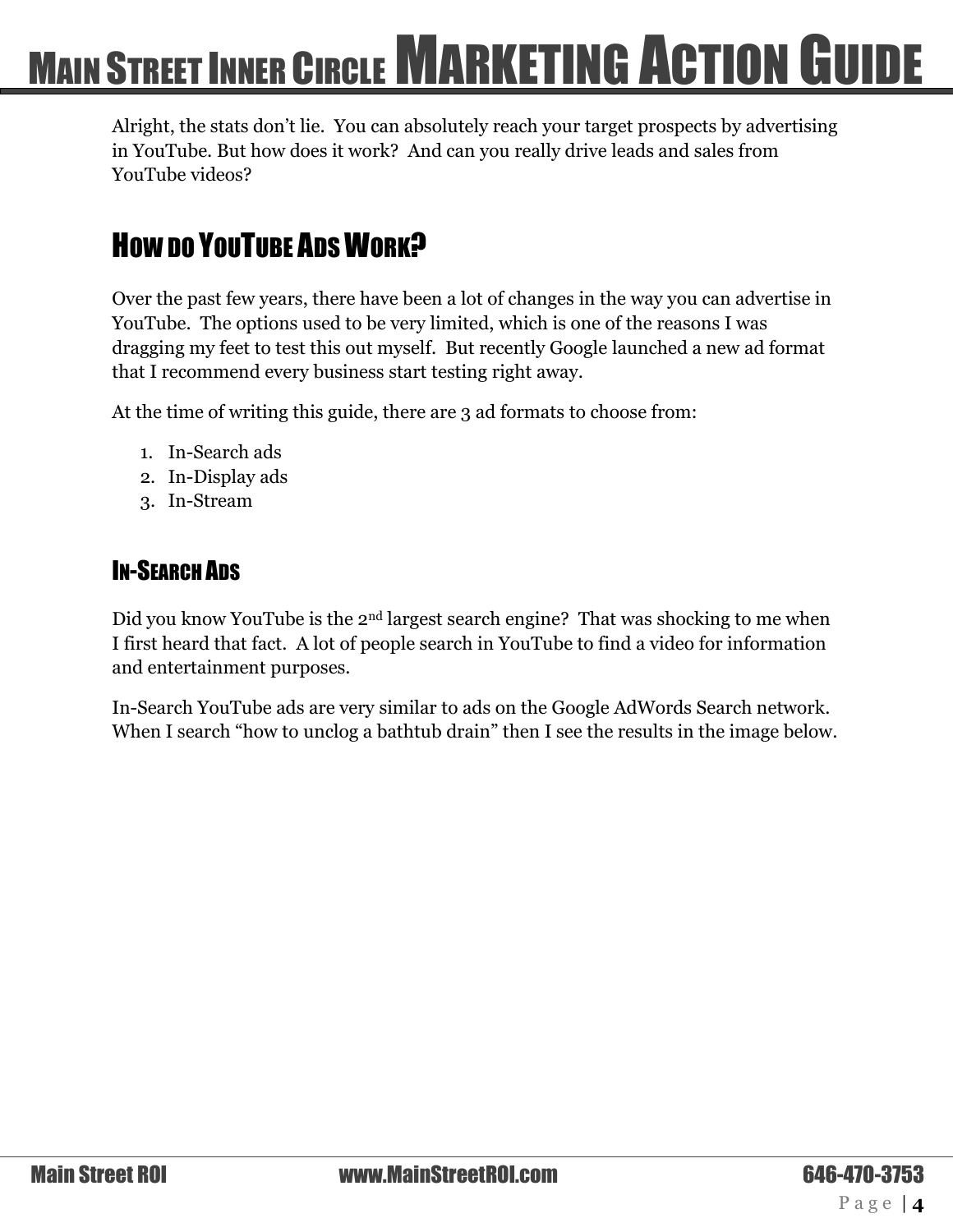Alright, the stats don't lie.  You can absolutely reach your target prospects by advertising in YouTube. But how does it work?  And can you really drive leads and sales from YouTube videos?

## How do YouTube Ads Work?

Over the past few years, there have been a lot of changes in the way you can advertise in YouTube.  The options used to be very limited, which is one of the reasons I was dragging my feet to test this out myself.  But recently Google launched a new ad format that I recommend every business start testing right away.

At the time of writing this guide, there are 3 ad formats to choose from:

1. In-Search ads
2. In-Display ads
3. In-Stream

### In-Search Ads

Did you know YouTube is the 2nd largest search engine?  That was shocking to me when I first heard that fact.  A lot of people search in YouTube to find a video for information and entertainment purposes.

In-Search YouTube ads are very similar to ads on the Google AdWords Search network. When I search "how to unclog a bathtub drain" then I see the results in the image below.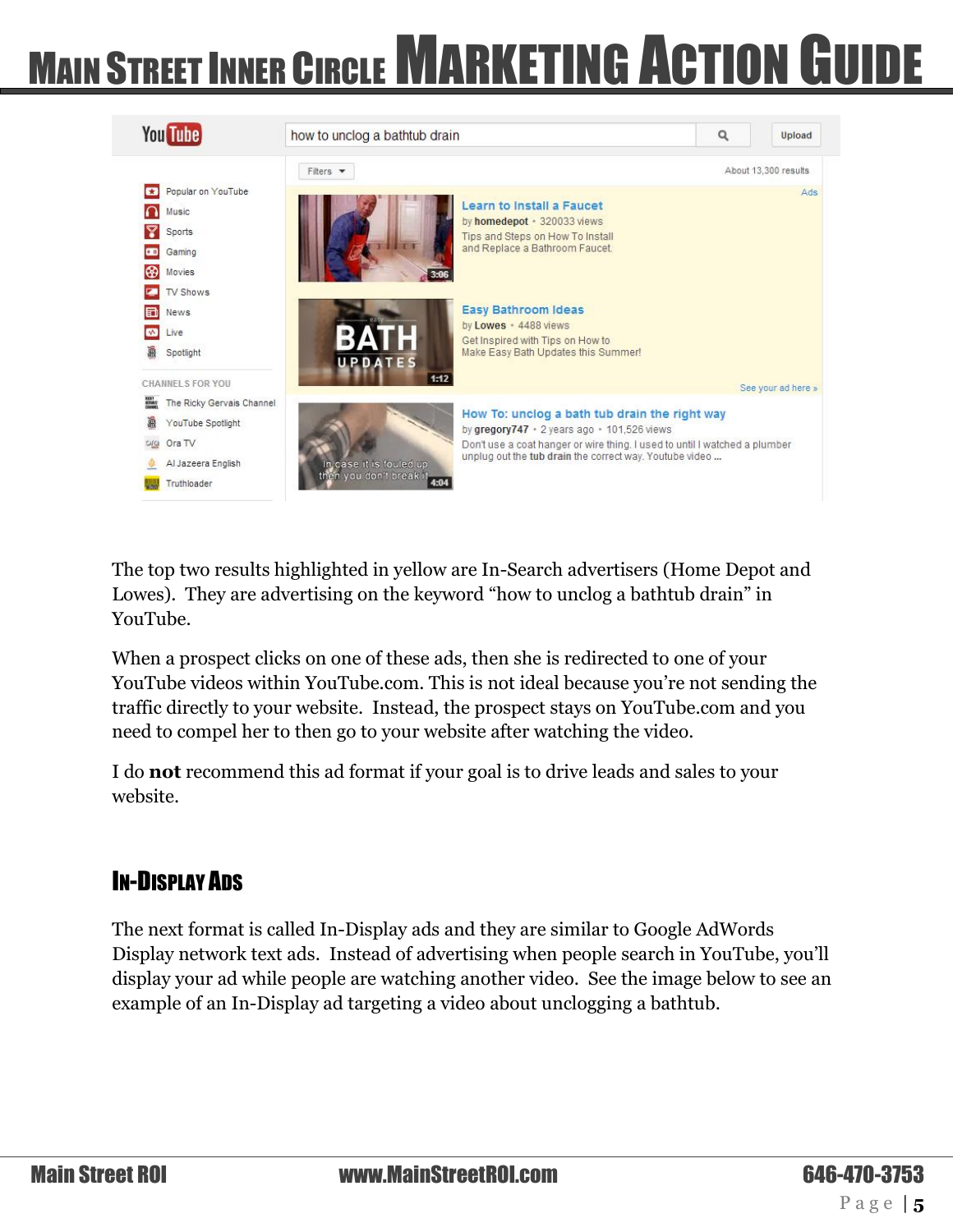The top two results highlighted in yellow are In-Search advertisers (Home Depot and Lowes). They are advertising on the keyword "how to unclog a bathtub drain" in YouTube.

When a prospect clicks on one of these ads, then she is redirected to one of your YouTube videos within YouTube.com. This is not ideal because you're not sending the traffic directly to your website. Instead, the prospect stays on YouTube.com and you need to compel her to then go to your website after watching the video.

I do **not** recommend this ad format if your goal is to drive leads and sales to your website.

## In-Display Ads

The next format is called In-Display ads and they are similar to Google AdWords Display network text ads. Instead of advertising when people search in YouTube, you'll display your ad while people are watching another video. See the image below to see an example of an In-Display ad targeting a video about unclogging a bathtub.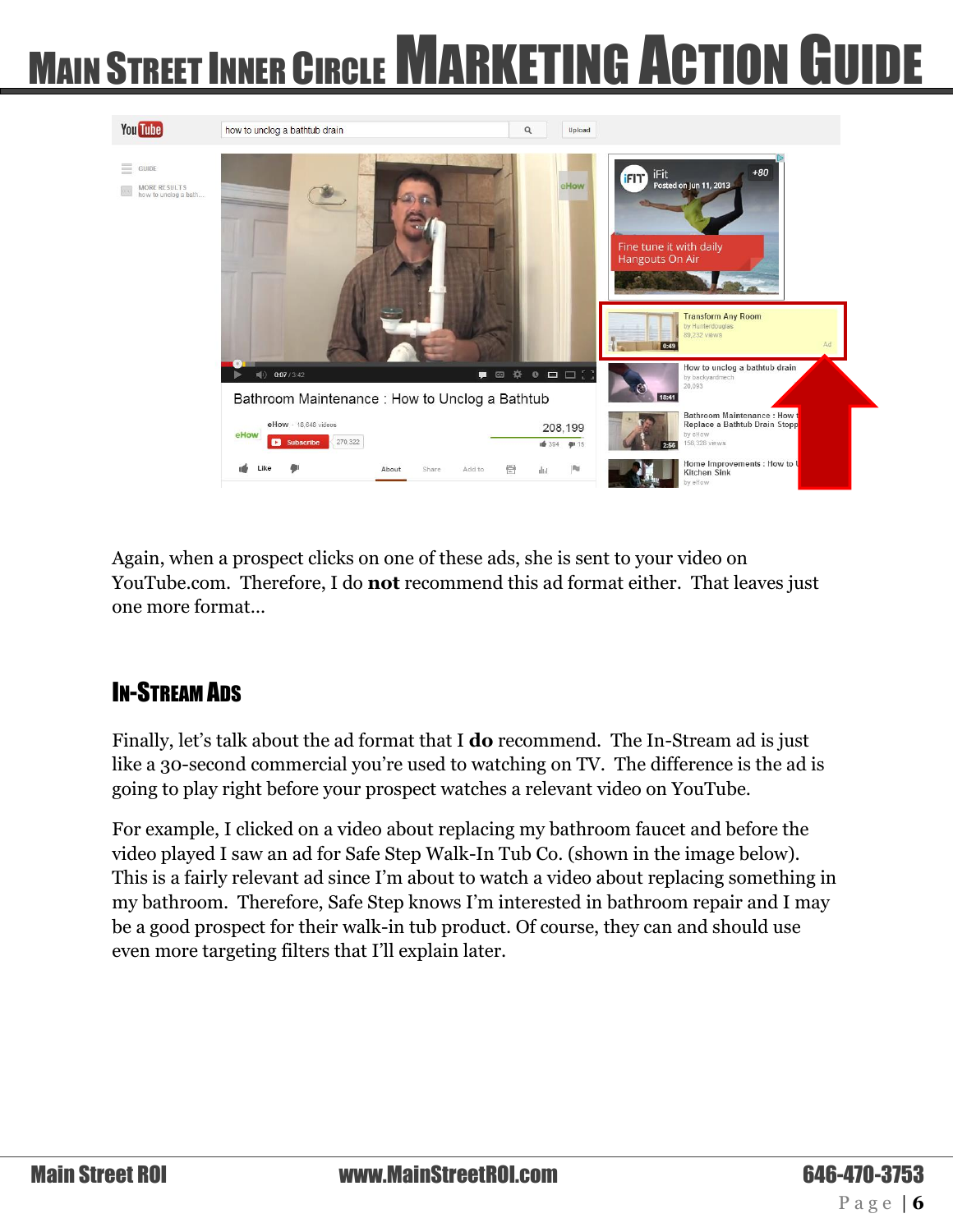Again, when a prospect clicks on one of these ads, she is sent to your video on YouTube.com. Therefore, I do **not** recommend this ad format either. That leaves just one more format…

## In-Stream Ads

Finally, let's talk about the ad format that I **do** recommend. The In-Stream ad is just like a 30-second commercial you're used to watching on TV. The difference is the ad is going to play right before your prospect watches a relevant video on YouTube.

For example, I clicked on a video about replacing my bathroom faucet and before the video played I saw an ad for Safe Step Walk-In Tub Co. (shown in the image below). This is a fairly relevant ad since I'm about to watch a video about replacing something in my bathroom. Therefore, Safe Step knows I'm interested in bathroom repair and I may be a good prospect for their walk-in tub product. Of course, they can and should use even more targeting filters that I'll explain later.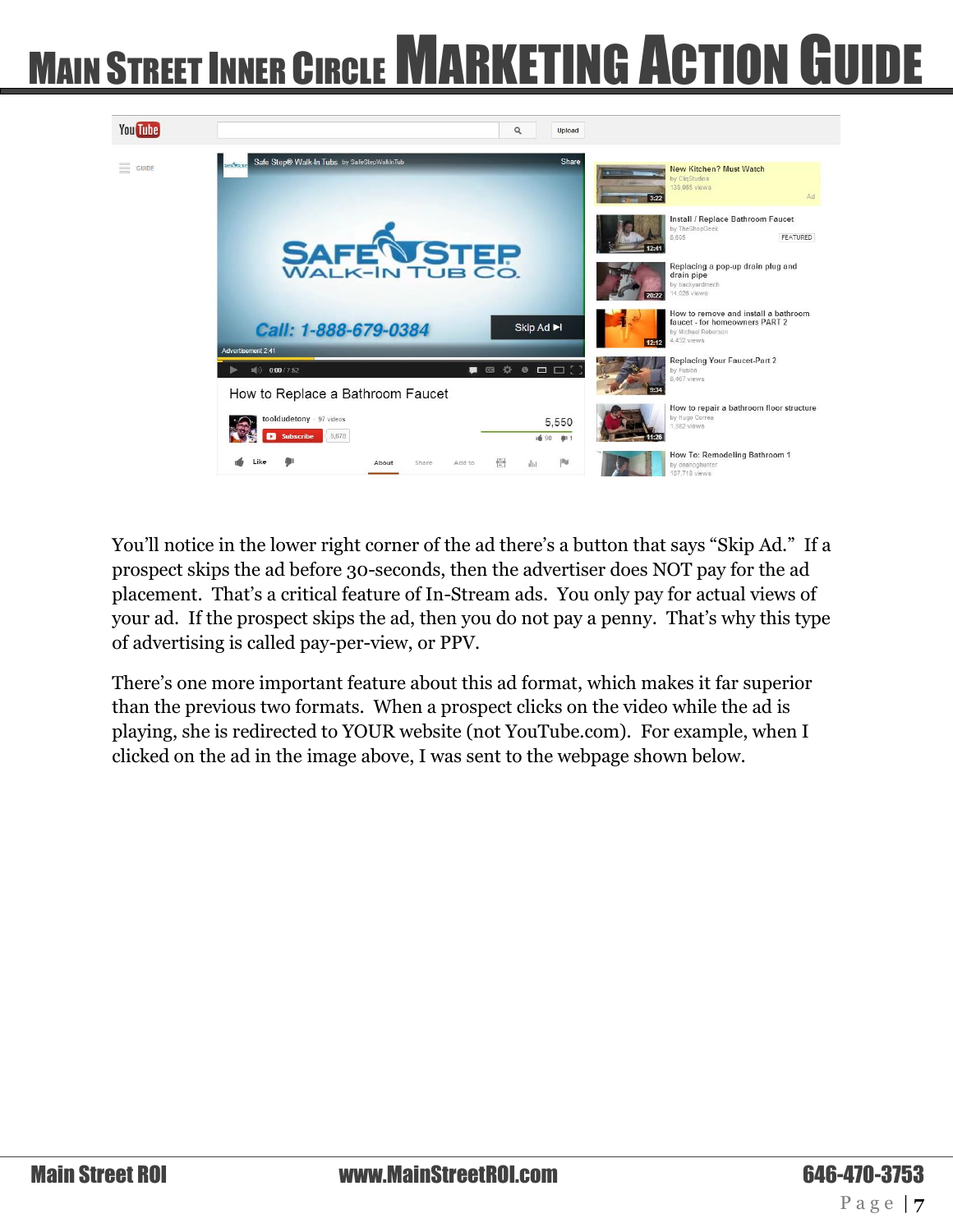You'll notice in the lower right corner of the ad there's a button that says "Skip Ad." If a prospect skips the ad before 30-seconds, then the advertiser does NOT pay for the ad placement. That's a critical feature of In-Stream ads. You only pay for actual views of your ad. If the prospect skips the ad, then you do not pay a penny. That's why this type of advertising is called pay-per-view, or PPV.

There's one more important feature about this ad format, which makes it far superior than the previous two formats. When a prospect clicks on the video while the ad is playing, she is redirected to YOUR website (not YouTube.com). For example, when I clicked on the ad in the image above, I was sent to the webpage shown below.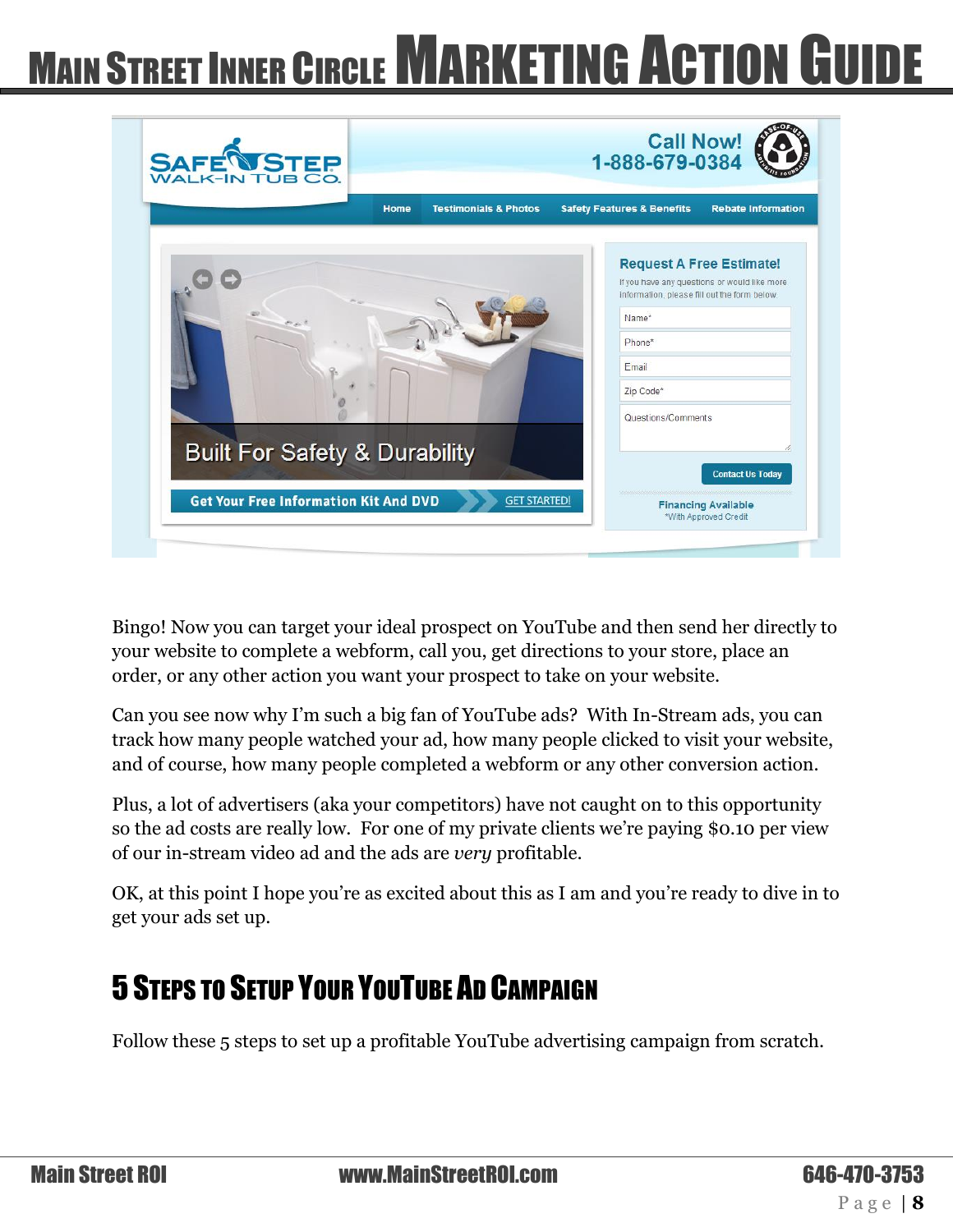Bingo! Now you can target your ideal prospect on YouTube and then send her directly to your website to complete a webform, call you, get directions to your store, place an order, or any other action you want your prospect to take on your website.

Can you see now why I'm such a big fan of YouTube ads? With In-Stream ads, you can track how many people watched your ad, how many people clicked to visit your website, and of course, how many people completed a webform or any other conversion action.

Plus, a lot of advertisers (aka your competitors) have not caught on to this opportunity so the ad costs are really low. For one of my private clients we're paying $0.10 per view of our in-stream video ad and the ads are *very* profitable.

OK, at this point I hope you're as excited about this as I am and you're ready to dive in to get your ads set up.

## 5 Steps to Setup Your YouTube Ad Campaign

Follow these 5 steps to set up a profitable YouTube advertising campaign from scratch.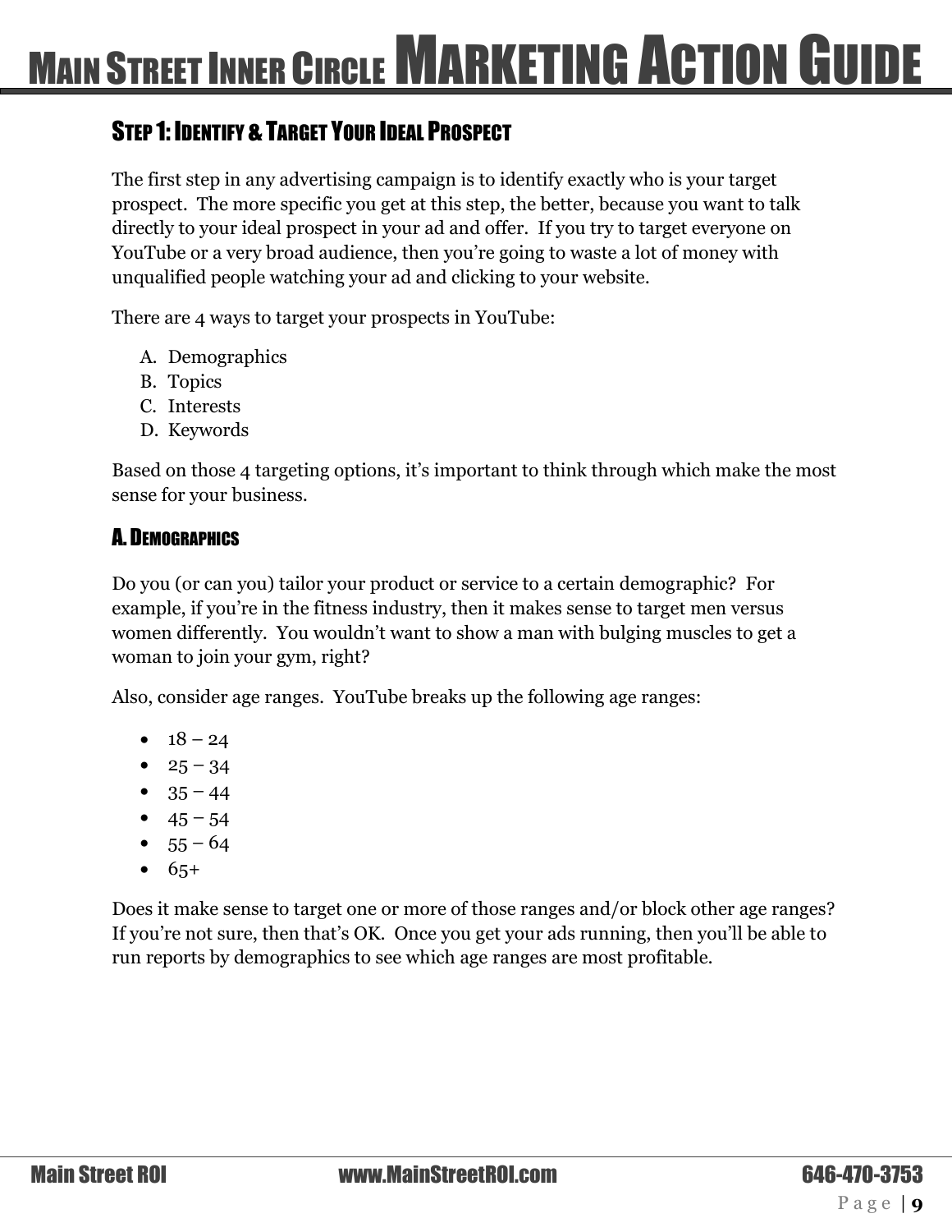## Step 1: Identify & Target Your Ideal Prospect

The first step in any advertising campaign is to identify exactly who is your target prospect. The more specific you get at this step, the better, because you want to talk directly to your ideal prospect in your ad and offer. If you try to target everyone on YouTube or a very broad audience, then you're going to waste a lot of money with unqualified people watching your ad and clicking to your website.

There are 4 ways to target your prospects in YouTube:

A. Demographics
B. Topics
C. Interests
D. Keywords

Based on those 4 targeting options, it's important to think through which make the most sense for your business.

### A. Demographics

Do you (or can you) tailor your product or service to a certain demographic? For example, if you're in the fitness industry, then it makes sense to target men versus women differently. You wouldn't want to show a man with bulging muscles to get a woman to join your gym, right?

Also, consider age ranges. YouTube breaks up the following age ranges:

- 18 – 24
- 25 – 34
- 35 – 44
- 45 – 54
- 55 – 64
- 65+

Does it make sense to target one or more of those ranges and/or block other age ranges? If you're not sure, then that's OK. Once you get your ads running, then you'll be able to run reports by demographics to see which age ranges are most profitable.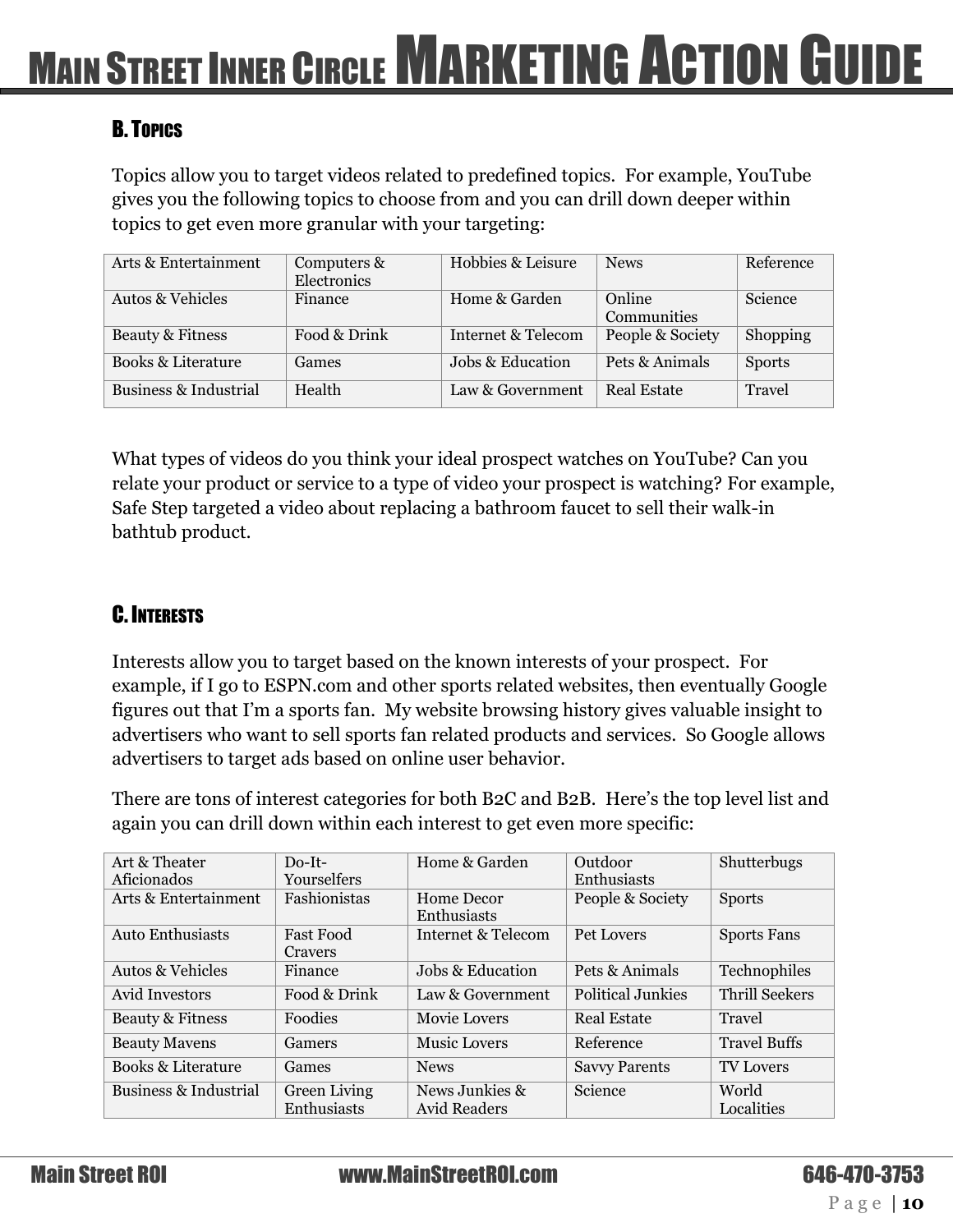### B. Topics

Topics allow you to target videos related to predefined topics. For example, YouTube gives you the following topics to choose from and you can drill down deeper within topics to get even more granular with your targeting:

| | | | | |
|---|---|---|---|---|
| Arts & Entertainment | Computers & Electronics | Hobbies & Leisure | News | Reference |
| Autos & Vehicles | Finance | Home & Garden | Online Communities | Science |
| Beauty & Fitness | Food & Drink | Internet & Telecom | People & Society | Shopping |
| Books & Literature | Games | Jobs & Education | Pets & Animals | Sports |
| Business & Industrial | Health | Law & Government | Real Estate | Travel |

What types of videos do you think your ideal prospect watches on YouTube? Can you relate your product or service to a type of video your prospect is watching? For example, Safe Step targeted a video about replacing a bathroom faucet to sell their walk-in bathtub product.

### C. Interests

Interests allow you to target based on the known interests of your prospect. For example, if I go to ESPN.com and other sports related websites, then eventually Google figures out that I'm a sports fan. My website browsing history gives valuable insight to advertisers who want to sell sports fan related products and services. So Google allows advertisers to target ads based on online user behavior.

There are tons of interest categories for both B2C and B2B. Here's the top level list and again you can drill down within each interest to get even more specific:

| | | | | |
|---|---|---|---|---|
| Art & Theater Aficionados | Do-It-Yourselfers | Home & Garden | Outdoor Enthusiasts | Shutterbugs |
| Arts & Entertainment | Fashionistas | Home Decor Enthusiasts | People & Society | Sports |
| Auto Enthusiasts | Fast Food Cravers | Internet & Telecom | Pet Lovers | Sports Fans |
| Autos & Vehicles | Finance | Jobs & Education | Pets & Animals | Technophiles |
| Avid Investors | Food & Drink | Law & Government | Political Junkies | Thrill Seekers |
| Beauty & Fitness | Foodies | Movie Lovers | Real Estate | Travel |
| Beauty Mavens | Gamers | Music Lovers | Reference | Travel Buffs |
| Books & Literature | Games | News | Savvy Parents | TV Lovers |
| Business & Industrial | Green Living Enthusiasts | News Junkies & Avid Readers | Science | World Localities |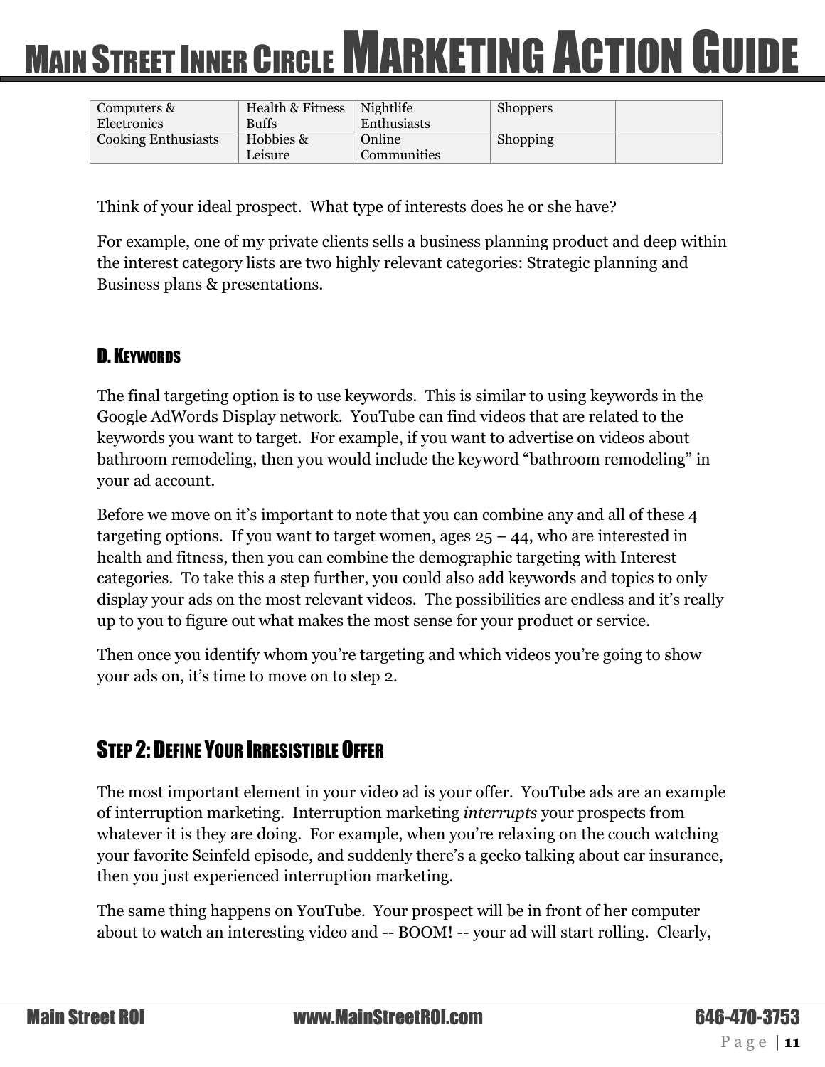| Computers & Electronics | Health & Fitness Buffs | Nightlife Enthusiasts | Shoppers | |
|---|---|---|---|---|
| Cooking Enthusiasts | Hobbies & Leisure | Online Communities | Shopping | |

Think of your ideal prospect. What type of interests does he or she have?

For example, one of my private clients sells a business planning product and deep within the interest category lists are two highly relevant categories: Strategic planning and Business plans & presentations.

### D. Keywords

The final targeting option is to use keywords. This is similar to using keywords in the Google AdWords Display network. YouTube can find videos that are related to the keywords you want to target. For example, if you want to advertise on videos about bathroom remodeling, then you would include the keyword "bathroom remodeling" in your ad account.

Before we move on it's important to note that you can combine any and all of these 4 targeting options. If you want to target women, ages 25 – 44, who are interested in health and fitness, then you can combine the demographic targeting with Interest categories. To take this a step further, you could also add keywords and topics to only display your ads on the most relevant videos. The possibilities are endless and it's really up to you to figure out what makes the most sense for your product or service.

Then once you identify whom you're targeting and which videos you're going to show your ads on, it's time to move on to step 2.

## Step 2: Define Your Irresistible Offer

The most important element in your video ad is your offer. YouTube ads are an example of interruption marketing. Interruption marketing *interrupts* your prospects from whatever it is they are doing. For example, when you're relaxing on the couch watching your favorite Seinfeld episode, and suddenly there's a gecko talking about car insurance, then you just experienced interruption marketing.

The same thing happens on YouTube. Your prospect will be in front of her computer about to watch an interesting video and -- BOOM! -- your ad will start rolling. Clearly,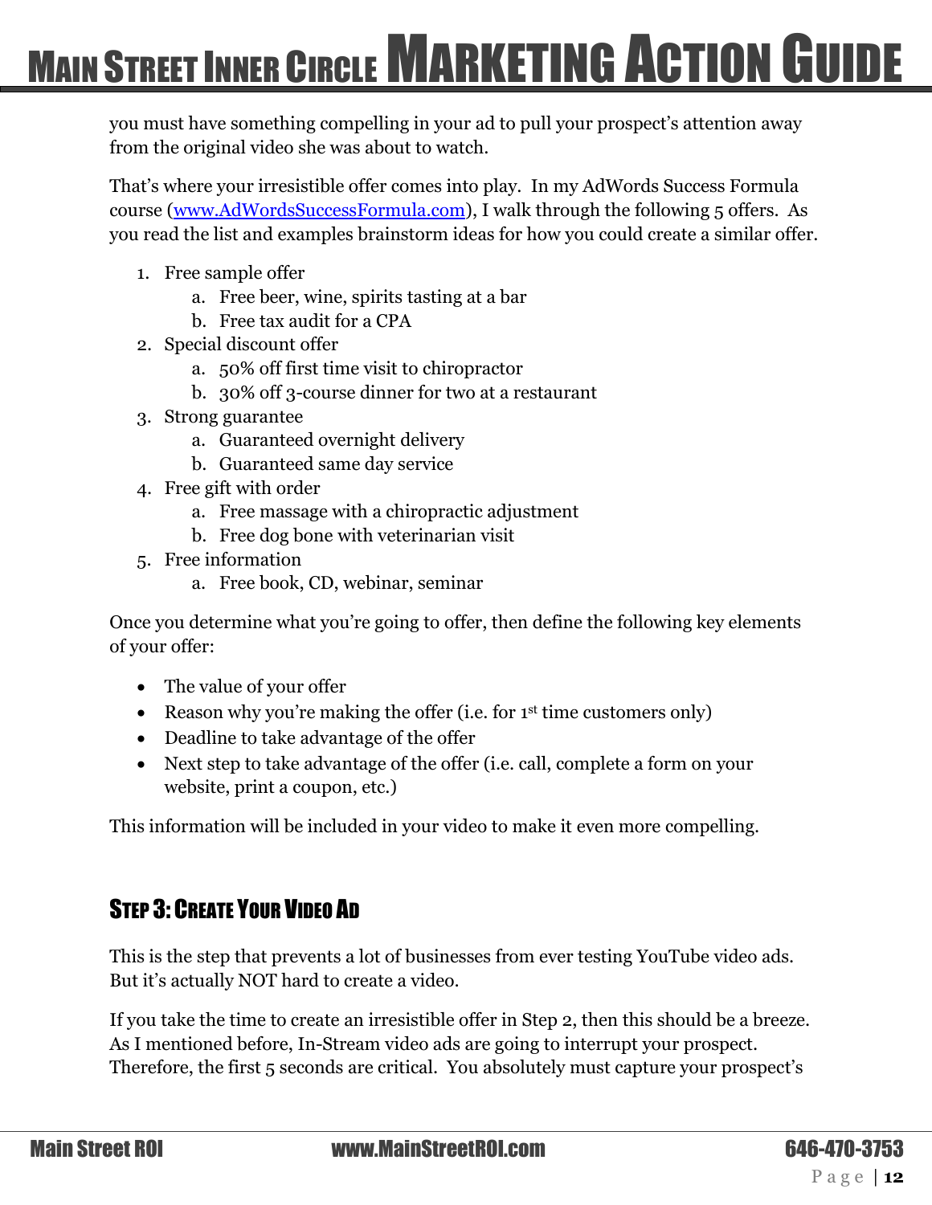you must have something compelling in your ad to pull your prospect's attention away from the original video she was about to watch.

That's where your irresistible offer comes into play. In my AdWords Success Formula course ([www.AdWordsSuccessFormula.com](http://www.AdWordsSuccessFormula.com)), I walk through the following 5 offers. As you read the list and examples brainstorm ideas for how you could create a similar offer.

1. Free sample offer
   a. Free beer, wine, spirits tasting at a bar
   b. Free tax audit for a CPA
2. Special discount offer
   a. 50% off first time visit to chiropractor
   b. 30% off 3-course dinner for two at a restaurant
3. Strong guarantee
   a. Guaranteed overnight delivery
   b. Guaranteed same day service
4. Free gift with order
   a. Free massage with a chiropractic adjustment
   b. Free dog bone with veterinarian visit
5. Free information
   a. Free book, CD, webinar, seminar

Once you determine what you're going to offer, then define the following key elements of your offer:

- The value of your offer
- Reason why you're making the offer (i.e. for 1st time customers only)
- Deadline to take advantage of the offer
- Next step to take advantage of the offer (i.e. call, complete a form on your website, print a coupon, etc.)

This information will be included in your video to make it even more compelling.

## Step 3: Create Your Video Ad

This is the step that prevents a lot of businesses from ever testing YouTube video ads. But it's actually NOT hard to create a video.

If you take the time to create an irresistible offer in Step 2, then this should be a breeze. As I mentioned before, In-Stream video ads are going to interrupt your prospect. Therefore, the first 5 seconds are critical. You absolutely must capture your prospect's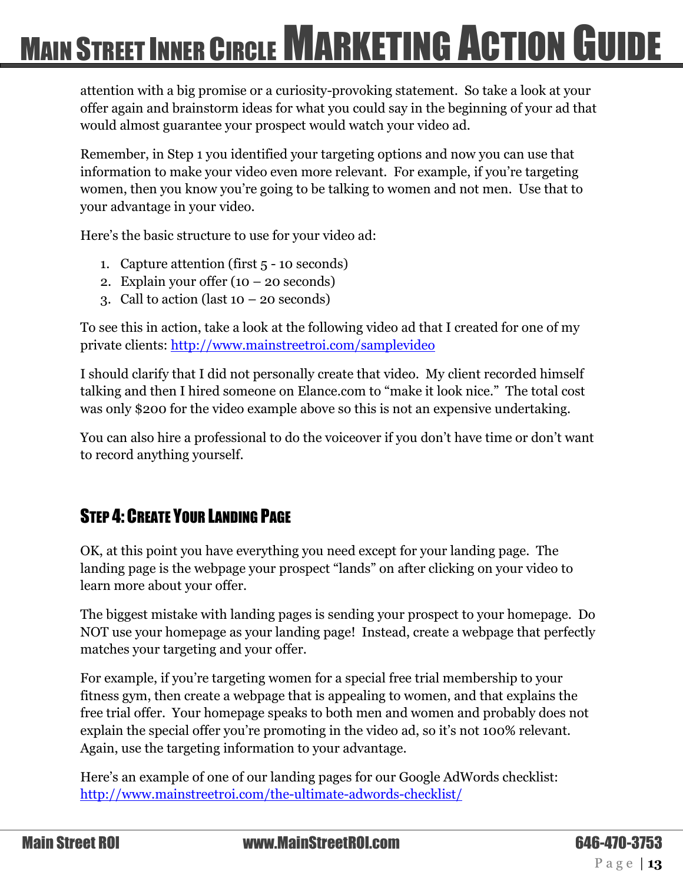attention with a big promise or a curiosity-provoking statement. So take a look at your offer again and brainstorm ideas for what you could say in the beginning of your ad that would almost guarantee your prospect would watch your video ad.

Remember, in Step 1 you identified your targeting options and now you can use that information to make your video even more relevant. For example, if you're targeting women, then you know you're going to be talking to women and not men. Use that to your advantage in your video.

Here's the basic structure to use for your video ad:

1. Capture attention (first 5 - 10 seconds)
2. Explain your offer (10 – 20 seconds)
3. Call to action (last 10 – 20 seconds)

To see this in action, take a look at the following video ad that I created for one of my private clients: http://www.mainstreetroi.com/samplevideo

I should clarify that I did not personally create that video. My client recorded himself talking and then I hired someone on Elance.com to "make it look nice." The total cost was only $200 for the video example above so this is not an expensive undertaking.

You can also hire a professional to do the voiceover if you don't have time or don't want to record anything yourself.

## Step 4: Create Your Landing Page

OK, at this point you have everything you need except for your landing page. The landing page is the webpage your prospect "lands" on after clicking on your video to learn more about your offer.

The biggest mistake with landing pages is sending your prospect to your homepage. Do NOT use your homepage as your landing page! Instead, create a webpage that perfectly matches your targeting and your offer.

For example, if you're targeting women for a special free trial membership to your fitness gym, then create a webpage that is appealing to women, and that explains the free trial offer. Your homepage speaks to both men and women and probably does not explain the special offer you're promoting in the video ad, so it's not 100% relevant. Again, use the targeting information to your advantage.

Here's an example of one of our landing pages for our Google AdWords checklist: http://www.mainstreetroi.com/the-ultimate-adwords-checklist/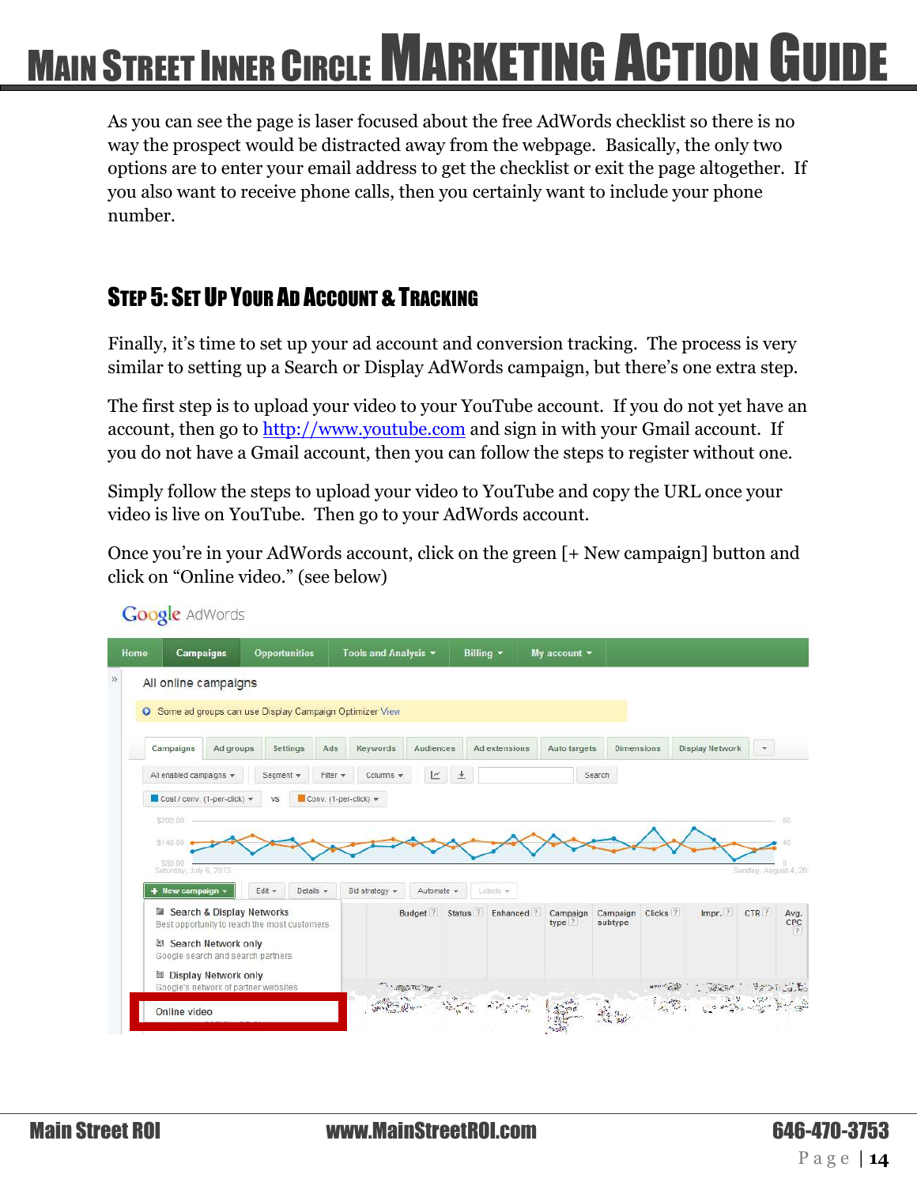As you can see the page is laser focused about the free AdWords checklist so there is no way the prospect would be distracted away from the webpage. Basically, the only two options are to enter your email address to get the checklist or exit the page altogether. If you also want to receive phone calls, then you certainly want to include your phone number.

## Step 5: Set Up Your Ad Account & Tracking

Finally, it's time to set up your ad account and conversion tracking. The process is very similar to setting up a Search or Display AdWords campaign, but there's one extra step.

The first step is to upload your video to your YouTube account. If you do not yet have an account, then go to http://www.youtube.com and sign in with your Gmail account. If you do not have a Gmail account, then you can follow the steps to register without one.

Simply follow the steps to upload your video to YouTube and copy the URL once your video is live on YouTube. Then go to your AdWords account.

Once you're in your AdWords account, click on the green [+ New campaign] button and click on "Online video." (see below)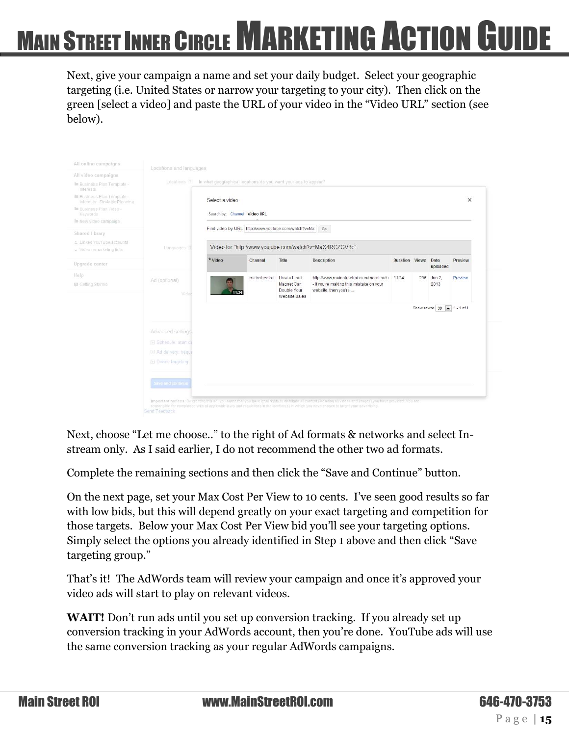Next, give your campaign a name and set your daily budget. Select your geographic targeting (i.e. United States or narrow your targeting to your city). Then click on the green [select a video] and paste the URL of your video in the “Video URL” section (see below).

Next, choose “Let me choose..” to the right of Ad formats & networks and select In-stream only. As I said earlier, I do not recommend the other two ad formats.

Complete the remaining sections and then click the “Save and Continue” button.

On the next page, set your Max Cost Per View to 10 cents. I’ve seen good results so far with low bids, but this will depend greatly on your exact targeting and competition for those targets. Below your Max Cost Per View bid you’ll see your targeting options. Simply select the options you already identified in Step 1 above and then click “Save targeting group.”

That’s it! The AdWords team will review your campaign and once it’s approved your video ads will start to play on relevant videos.

**WAIT!** Don’t run ads until you set up conversion tracking. If you already set up conversion tracking in your AdWords account, then you’re done. YouTube ads will use the same conversion tracking as your regular AdWords campaigns.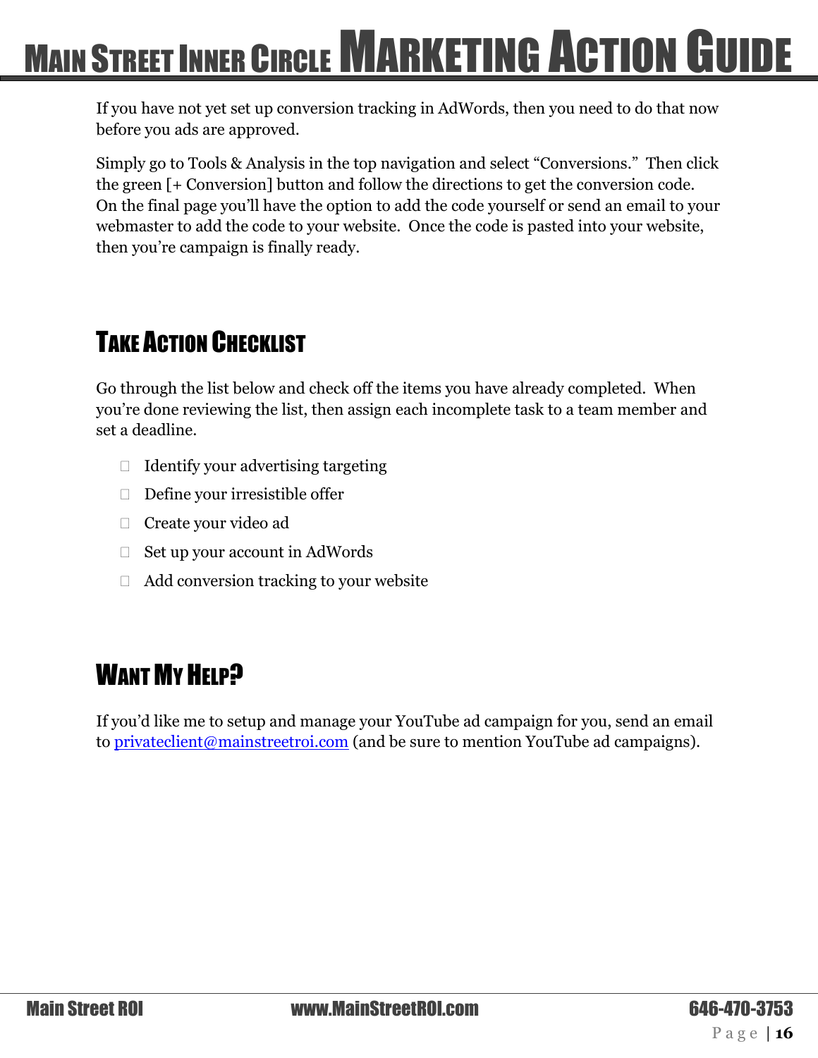If you have not yet set up conversion tracking in AdWords, then you need to do that now before you ads are approved.

Simply go to Tools & Analysis in the top navigation and select "Conversions." Then click the green [+ Conversion] button and follow the directions to get the conversion code. On the final page you'll have the option to add the code yourself or send an email to your webmaster to add the code to your website. Once the code is pasted into your website, then you're campaign is finally ready.

## Take Action Checklist

Go through the list below and check off the items you have already completed. When you're done reviewing the list, then assign each incomplete task to a team member and set a deadline.

- ☐ Identify your advertising targeting
- ☐ Define your irresistible offer
- ☐ Create your video ad
- ☐ Set up your account in AdWords
- ☐ Add conversion tracking to your website

## Want My Help?

If you'd like me to setup and manage your YouTube ad campaign for you, send an email to privateclient@mainstreetroi.com (and be sure to mention YouTube ad campaigns).